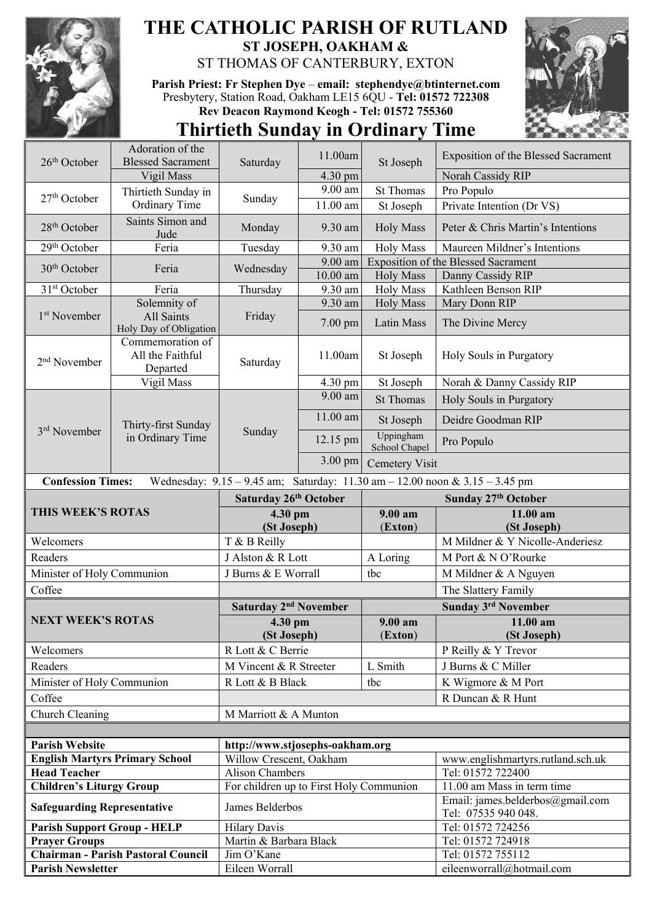# THE CATHOLIC PARISH OF RUTLAND

## ST JOSEPH, OAKHAM &

## ST THOMAS OF CANTERBURY, EXTON

**Parish Priest: Fr Stephen Dye – email: stephendye@btinternet.com**
Presbytery, Station Road, Oakham LE15 6QU - **Tel: 01572 722308**
**Rev Deacon Raymond Keogh - Tel: 01572 755360**

# Thirtieth Sunday in Ordinary Time

| Date | Occasion | Day | Time | Place | Intention |
|---|---|---|---|---|---|
| 26th October | Adoration of the Blessed Sacrament | Saturday | 11.00am | St Joseph | Exposition of the Blessed Sacrament |
| | Vigil Mass | | 4.30 pm | | Norah Cassidy RIP |
| 27th October | Thirtieth Sunday in Ordinary Time | Sunday | 9.00 am | St Thomas | Pro Populo |
| | | | 11.00 am | St Joseph | Private Intention (Dr VS) |
| 28th October | Saints Simon and Jude | Monday | 9.30 am | Holy Mass | Peter & Chris Martin's Intentions |
| 29th October | Feria | Tuesday | 9.30 am | Holy Mass | Maureen Mildner's Intentions |
| 30th October | Feria | Wednesday | 9.00 am | Exposition of the Blessed Sacrament | |
| | | | 10.00 am | Holy Mass | Danny Cassidy RIP |
| 31st October | Feria | Thursday | 9.30 am | Holy Mass | Kathleen Benson RIP |
| 1st November | Solemnity of All Saints, Holy Day of Obligation | Friday | 9.30 am | Holy Mass | Mary Donn RIP |
| | | | 7.00 pm | Latin Mass | The Divine Mercy |
| 2nd November | Commemoration of All the Faithful Departed | Saturday | 11.00am | St Joseph | Holy Souls in Purgatory |
| | Vigil Mass | | 4.30 pm | St Joseph | Norah & Danny Cassidy RIP |
| 3rd November | Thirty-first Sunday in Ordinary Time | Sunday | 9.00 am | St Thomas | Holy Souls in Purgatory |
| | | | 11.00 am | St Joseph | Deidre Goodman RIP |
| | | | 12.15 pm | Uppingham School Chapel | Pro Populo |
| | | | 3.00 pm | Cemetery Visit | |

**Confession Times:** Wednesday: 9.15 – 9.45 am; Saturday: 11.30 am – 12.00 noon & 3.15 – 3.45 pm

| THIS WEEK'S ROTAS | Saturday 26th October 4.30 pm (St Joseph) | Sunday 27th October 9.00 am (Exton) | Sunday 27th October 11.00 am (St Joseph) |
|---|---|---|---|
| Welcomers | T & B Reilly | | M Mildner & Y Nicolle-Anderiesz |
| Readers | J Alston & R Lott | A Loring | M Port & N O'Rourke |
| Minister of Holy Communion | J Burns & E Worrall | tbc | M Mildner & A Nguyen |
| Coffee | | | The Slattery Family |

| NEXT WEEK'S ROTAS | Saturday 2nd November 4.30 pm (St Joseph) | Sunday 3rd November 9.00 am (Exton) | Sunday 3rd November 11.00 am (St Joseph) |
|---|---|---|---|
| Welcomers | R Lott & C Berrie | | P Reilly & Y Trevor |
| Readers | M Vincent & R Streeter | L Smith | J Burns & C Miller |
| Minister of Holy Communion | R Lott & B Black | tbc | K Wigmore & M Port |
| Coffee | | | R Duncan & R Hunt |
| Church Cleaning | M Marriott & A Munton | | |

| | | |
|---|---|---|
| **Parish Website** | **http://www.stjosephs-oakham.org** | |
| **English Martyrs Primary School** | Willow Crescent, Oakham | www.englishmartyrs.rutland.sch.uk |
| **Head Teacher** | Alison Chambers | Tel: 01572 722400 |
| **Children's Liturgy Group** | For children up to First Holy Communion | 11.00 am Mass in term time |
| **Safeguarding Representative** | James Belderbos | Email: james.belderbos@gmail.com Tel: 07535 940 048. |
| **Parish Support Group - HELP** | Hilary Davis | Tel: 01572 724256 |
| **Prayer Groups** | Martin & Barbara Black | Tel: 01572 724918 |
| **Chairman - Parish Pastoral Council** | Jim O'Kane | Tel: 01572 755112 |
| **Parish Newsletter** | Eileen Worrall | eileenworrall@hotmail.com |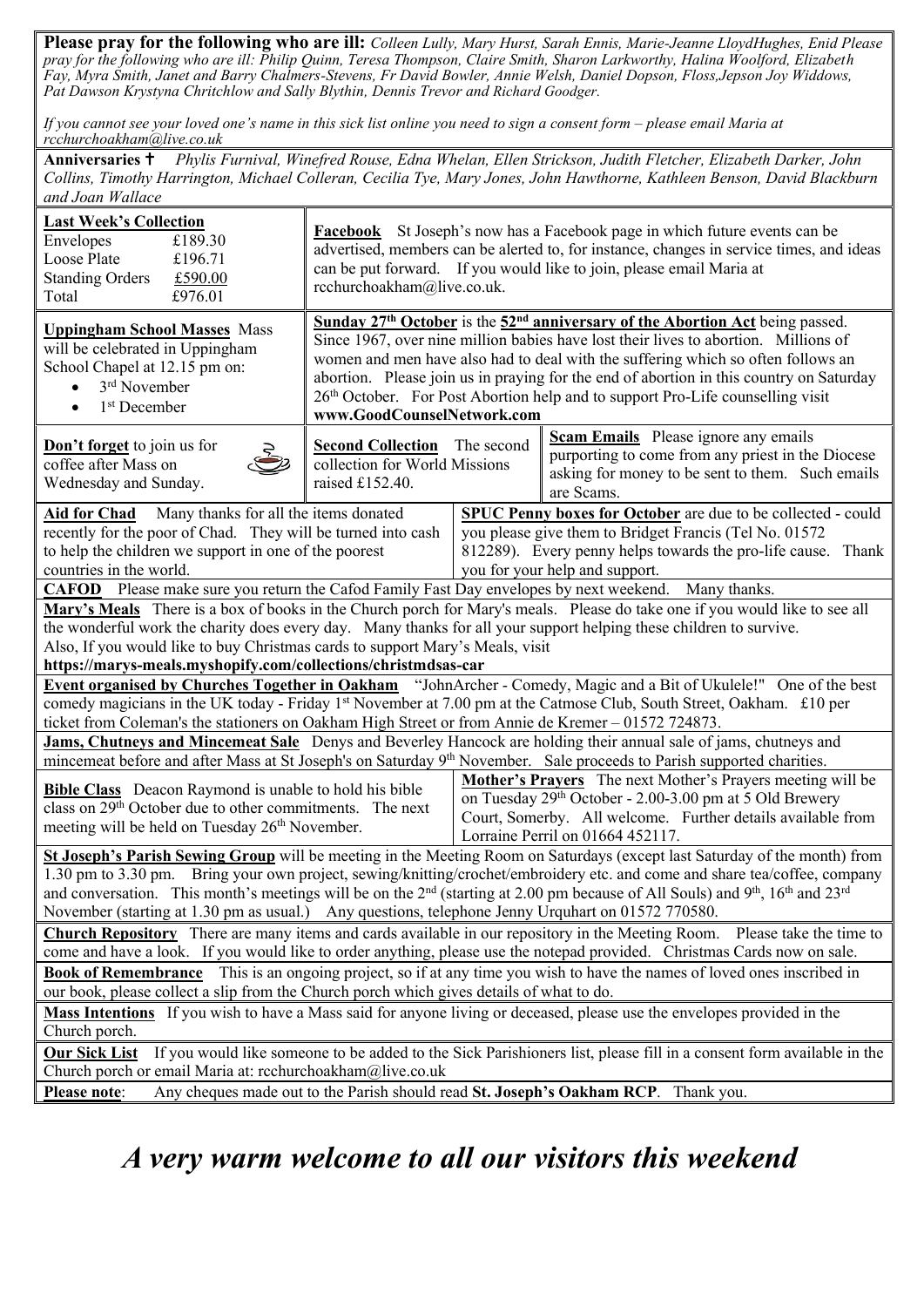**Please pray for the following who are ill:** *Colleen Lully, Mary Hurst, Sarah Ennis, Marie-Jeanne LloydHughes, Enid Please pray for the following who are ill: Philip Quinn, Teresa Thompson, Claire Smith, Sharon Larkworthy, Halina Woolford, Elizabeth Fay, Myra Smith, Janet and Barry Chalmers-Stevens, Fr David Bowler, Annie Welsh, Daniel Dopson, Floss,Jepson Joy Widdows, Pat Dawson Krystyna Chritchlow and Sally Blythin, Dennis Trevor and Richard Goodger.*

*If you cannot see your loved one's name in this sick list online you need to sign a consent form – please email Maria at rcchurchoakham@live.co.uk*

**Anniversaries ✝** *Phylis Furnival, Winefred Rouse, Edna Whelan, Ellen Strickson, Judith Fletcher, Elizabeth Darker, John Collins, Timothy Harrington, Michael Colleran, Cecilia Tye, Mary Jones, John Hawthorne, Kathleen Benson, David Blackburn and Joan Wallace*

**Last Week's Collection**

| | |
|---|---|
| Envelopes | £189.30 |
| Loose Plate | £196.71 |
| Standing Orders | £590.00 |
| Total | £976.01 |

**Facebook** St Joseph's now has a Facebook page in which future events can be advertised, members can be alerted to, for instance, changes in service times, and ideas can be put forward. If you would like to join, please email Maria at rcchurchoakham@live.co.uk.

**Uppingham School Masses** Mass will be celebrated in Uppingham School Chapel at 12.15 pm on:

- 3rd November
- 1st December

**Sunday 27th October** is the **52nd anniversary of the Abortion Act** being passed. Since 1967, over nine million babies have lost their lives to abortion. Millions of women and men have also had to deal with the suffering which so often follows an abortion. Please join us in praying for the end of abortion in this country on Saturday 26th October. For Post Abortion help and to support Pro-Life counselling visit **www.GoodCounselNetwork.com**

**Don't forget** to join us for coffee after Mass on Wednesday and Sunday.

**Second Collection** The second collection for World Missions raised £152.40.

**Scam Emails** Please ignore any emails purporting to come from any priest in the Diocese asking for money to be sent to them. Such emails are Scams.

**Aid for Chad** Many thanks for all the items donated recently for the poor of Chad. They will be turned into cash to help the children we support in one of the poorest countries in the world.

**SPUC Penny boxes for October** are due to be collected - could you please give them to Bridget Francis (Tel No. 01572 812289). Every penny helps towards the pro-life cause. Thank you for your help and support.

**CAFOD** Please make sure you return the Cafod Family Fast Day envelopes by next weekend. Many thanks.

**Mary's Meals** There is a box of books in the Church porch for Mary's meals. Please do take one if you would like to see all the wonderful work the charity does every day. Many thanks for all your support helping these children to survive.
Also, If you would like to buy Christmas cards to support Mary's Meals, visit
**https://marys-meals.myshopify.com/collections/christmdsas-car**

**Event organised by Churches Together in Oakham** "JohnArcher - Comedy, Magic and a Bit of Ukulele!" One of the best comedy magicians in the UK today - Friday 1st November at 7.00 pm at the Catmose Club, South Street, Oakham. £10 per ticket from Coleman's the stationers on Oakham High Street or from Annie de Kremer – 01572 724873.

**Jams, Chutneys and Mincemeat Sale** Denys and Beverley Hancock are holding their annual sale of jams, chutneys and mincemeat before and after Mass at St Joseph's on Saturday 9th November. Sale proceeds to Parish supported charities.

**Bible Class** Deacon Raymond is unable to hold his bible class on 29th October due to other commitments. The next meeting will be held on Tuesday 26th November.

**Mother's Prayers** The next Mother's Prayers meeting will be on Tuesday 29th October - 2.00-3.00 pm at 5 Old Brewery Court, Somerby. All welcome. Further details available from Lorraine Perril on 01664 452117.

**St Joseph's Parish Sewing Group** will be meeting in the Meeting Room on Saturdays (except last Saturday of the month) from 1.30 pm to 3.30 pm. Bring your own project, sewing/knitting/crochet/embroidery etc. and come and share tea/coffee, company and conversation. This month's meetings will be on the 2nd (starting at 2.00 pm because of All Souls) and 9th, 16th and 23rd November (starting at 1.30 pm as usual.) Any questions, telephone Jenny Urquhart on 01572 770580.

**Church Repository** There are many items and cards available in our repository in the Meeting Room. Please take the time to come and have a look. If you would like to order anything, please use the notepad provided. Christmas Cards now on sale.

**Book of Remembrance** This is an ongoing project, so if at any time you wish to have the names of loved ones inscribed in our book, please collect a slip from the Church porch which gives details of what to do.

**Mass Intentions** If you wish to have a Mass said for anyone living or deceased, please use the envelopes provided in the Church porch.

**Our Sick List** If you would like someone to be added to the Sick Parishioners list, please fill in a consent form available in the Church porch or email Maria at: rcchurchoakham@live.co.uk

**Please note**: Any cheques made out to the Parish should read **St. Joseph's Oakham RCP**. Thank you.

# *A very warm welcome to all our visitors this weekend*